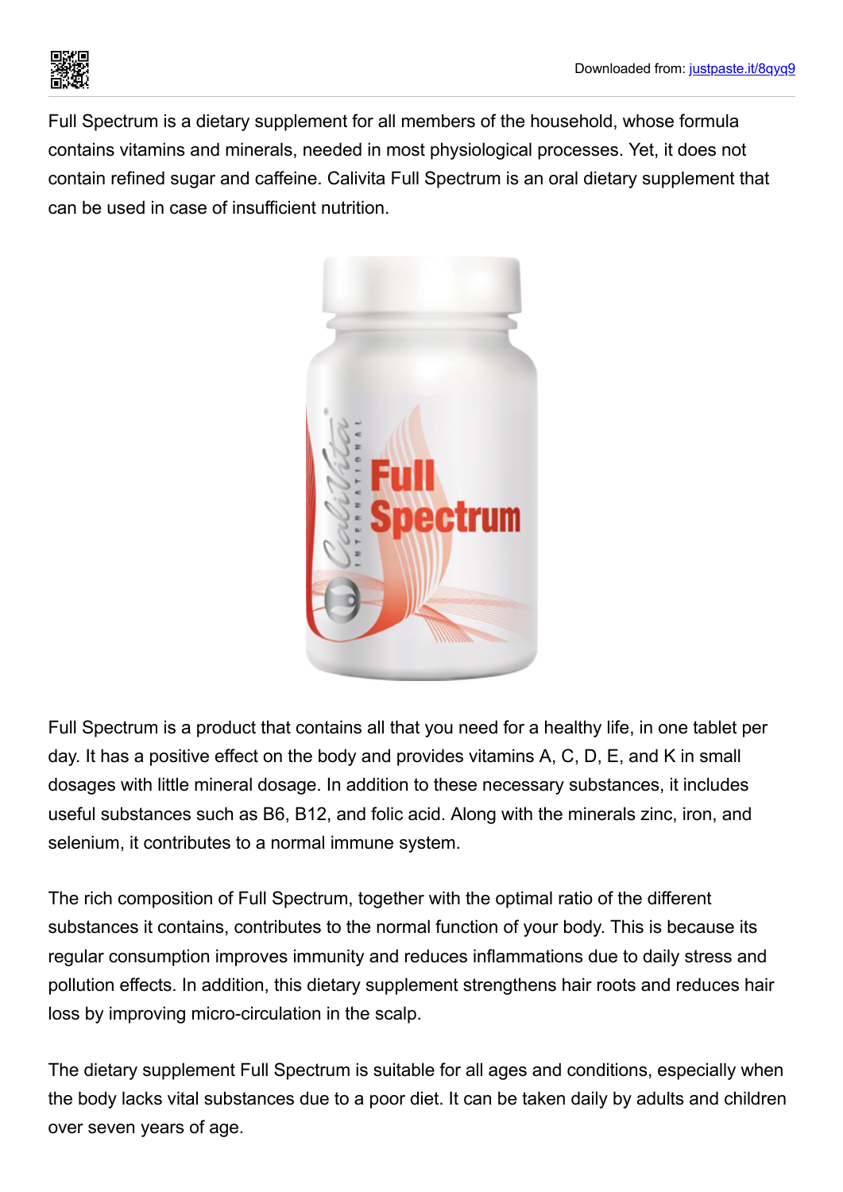Full Spectrum is a dietary supplement for all members of the household, whose formula contains vitamins and minerals, needed in most physiological processes. Yet, it does not contain refined sugar and caffeine. Calivita Full Spectrum is an oral dietary supplement that can be used in case of insufficient nutrition.

Full Spectrum is a product that contains all that you need for a healthy life, in one tablet per day. It has a positive effect on the body and provides vitamins A, C, D, E, and K in small dosages with little mineral dosage. In addition to these necessary substances, it includes useful substances such as B6, B12, and folic acid. Along with the minerals zinc, iron, and selenium, it contributes to a normal immune system.

The rich composition of Full Spectrum, together with the optimal ratio of the different substances it contains, contributes to the normal function of your body. This is because its regular consumption improves immunity and reduces inflammations due to daily stress and pollution effects. In addition, this dietary supplement strengthens hair roots and reduces hair loss by improving micro-circulation in the scalp.

The dietary supplement Full Spectrum is suitable for all ages and conditions, especially when the body lacks vital substances due to a poor diet. It can be taken daily by adults and children over seven years of age.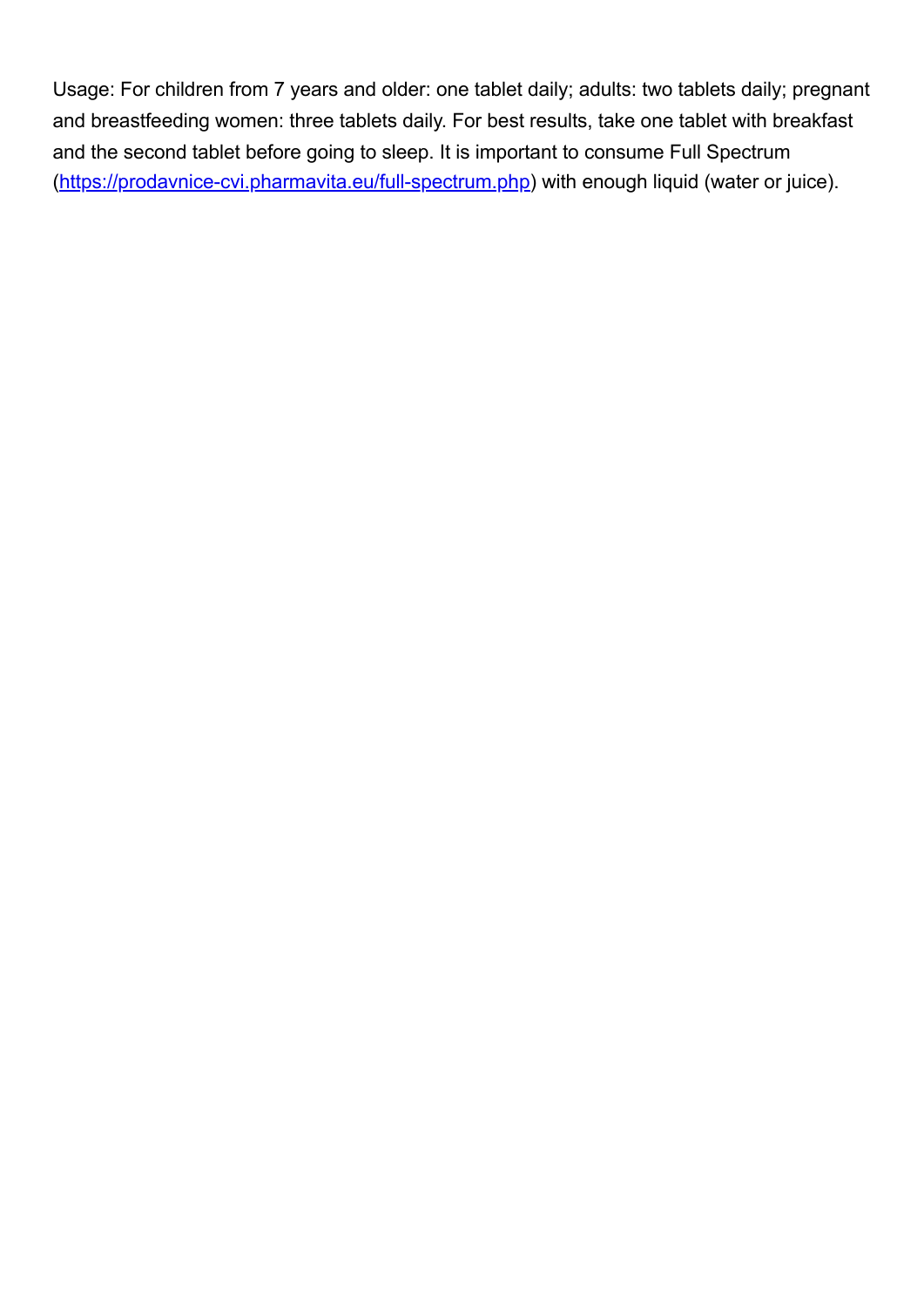Usage: For children from 7 years and older: one tablet daily; adults: two tablets daily; pregnant and breastfeeding women: three tablets daily. For best results, take one tablet with breakfast and the second tablet before going to sleep. It is important to consume Full Spectrum ([https://prodavnice-cvi.pharmavita.eu/full-spectrum.php](https://prodavnice-cvi.pharmavita.eu/full-spectrum.php)) with enough liquid (water or juice).